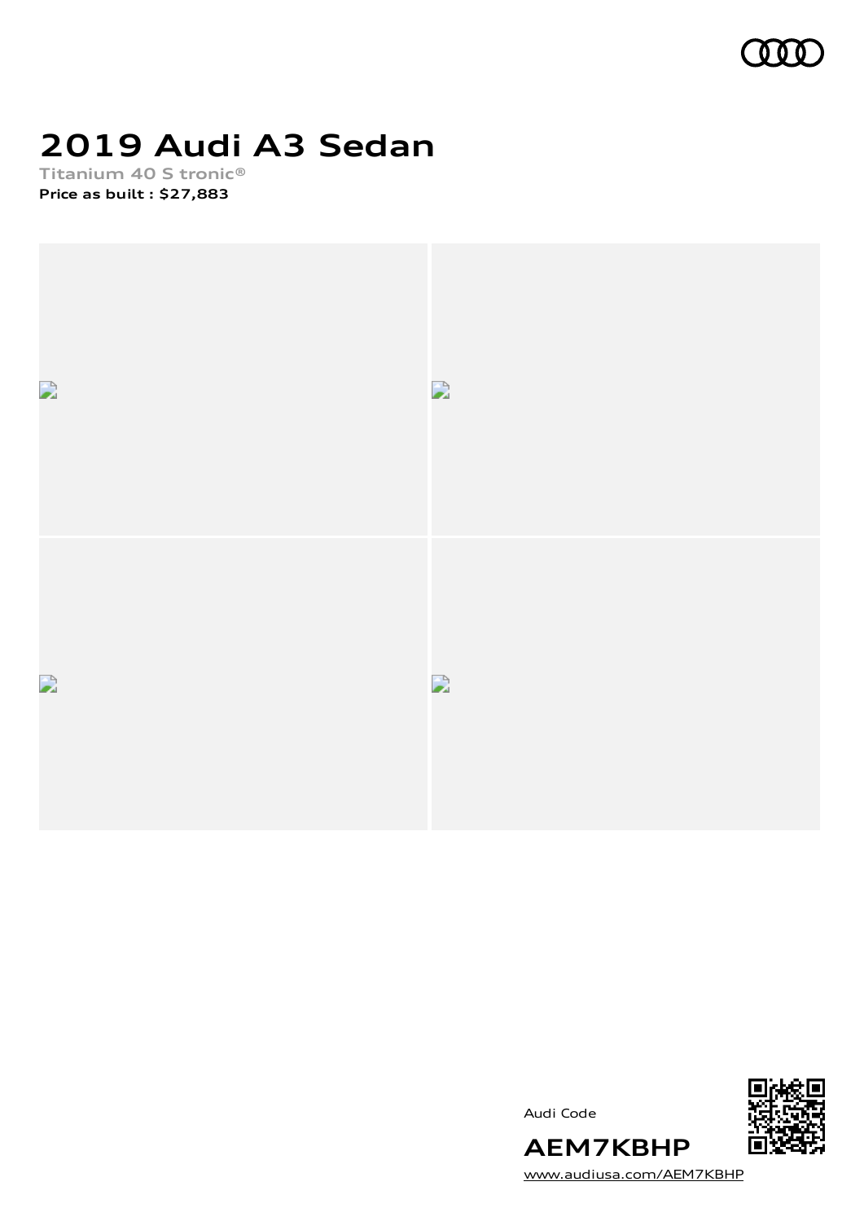# 2019 Audi A3 Sedan

**Titanium 40 S tronic®**

**Price as built : $27,883**

Audi Code

**AEM7KBHP**

[www.audiusa.com/AEM7KBHP](www.audiusa.com/AEM7KBHP)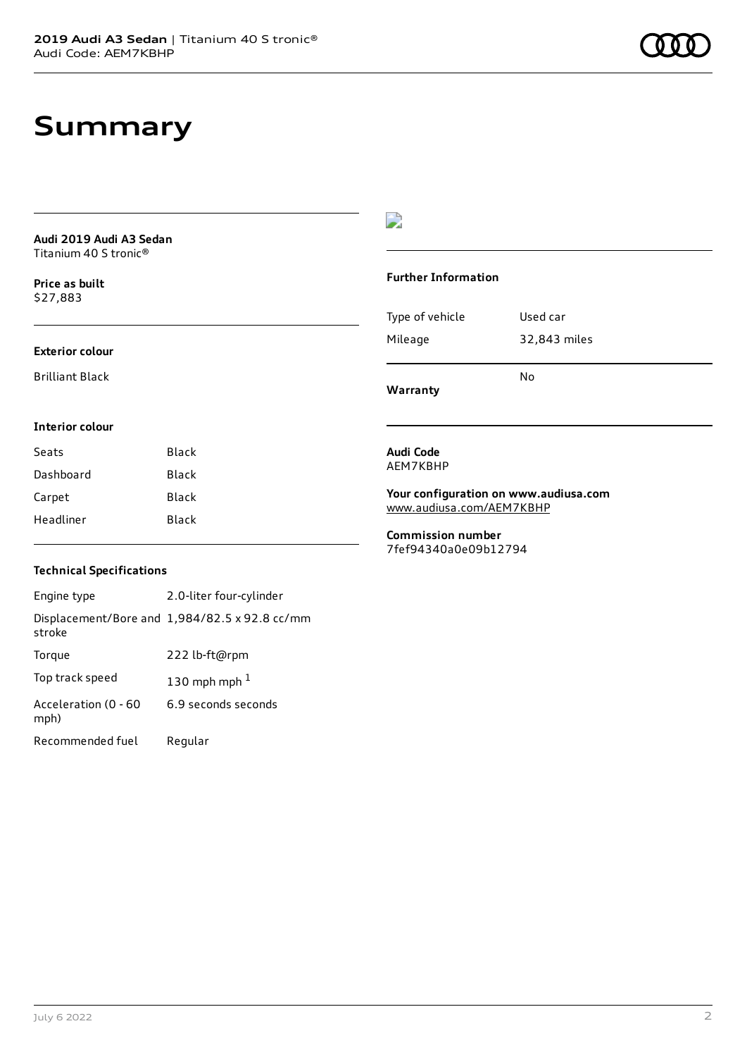# Summary

**Audi 2019 Audi A3 Sedan**
Titanium 40 S tronic®

**Price as built**
$27,883

### Exterior colour

Brilliant Black

### Interior colour

| Seats | Black |
| --- | --- |
| Dashboard | Black |
| Carpet | Black |
| Headliner | Black |

### Technical Specifications

| Engine type | 2.0-liter four-cylinder |
| --- | --- |
| Displacement/Bore and stroke | 1,984/82.5 x 92.8 cc/mm |
| Torque | 222 lb-ft@rpm |
| Top track speed | 130 mph mph [1] |
| Acceleration (0 - 60 mph) | 6.9 seconds seconds |
| Recommended fuel | Regular |

### Further Information

| Type of vehicle | Used car |
| --- | --- |
| Mileage | 32,843 miles |
| **Warranty** | No |

**Audi Code**
AEM7KBHP

**Your configuration on www.audiusa.com**
www.audiusa.com/AEM7KBHP

**Commission number**
7fef94340a0e09b12794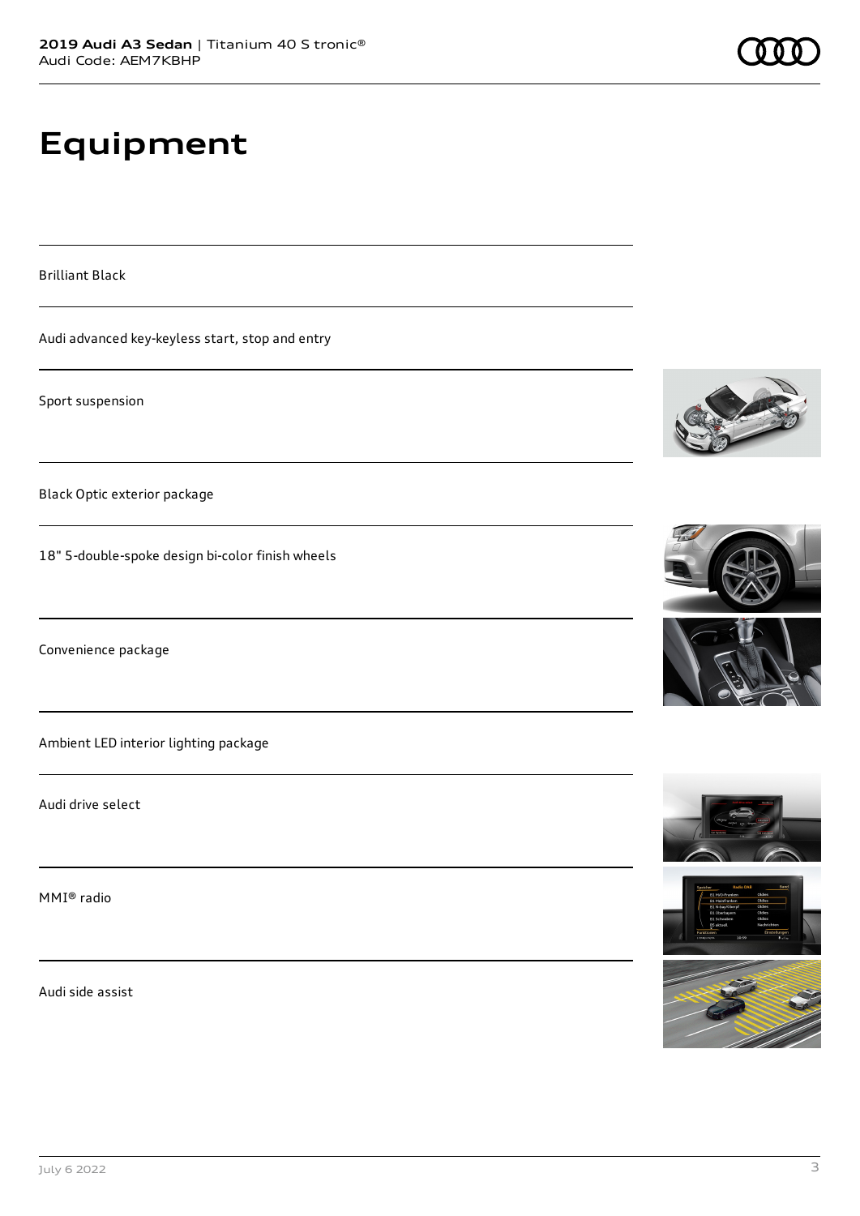# Equipment

Brilliant Black

Audi advanced key-keyless start, stop and entry

Sport suspension

Black Optic exterior package

18" 5-double-spoke design bi-color finish wheels

Convenience package

Ambient LED interior lighting package

Audi drive select

MMI® radio

Audi side assist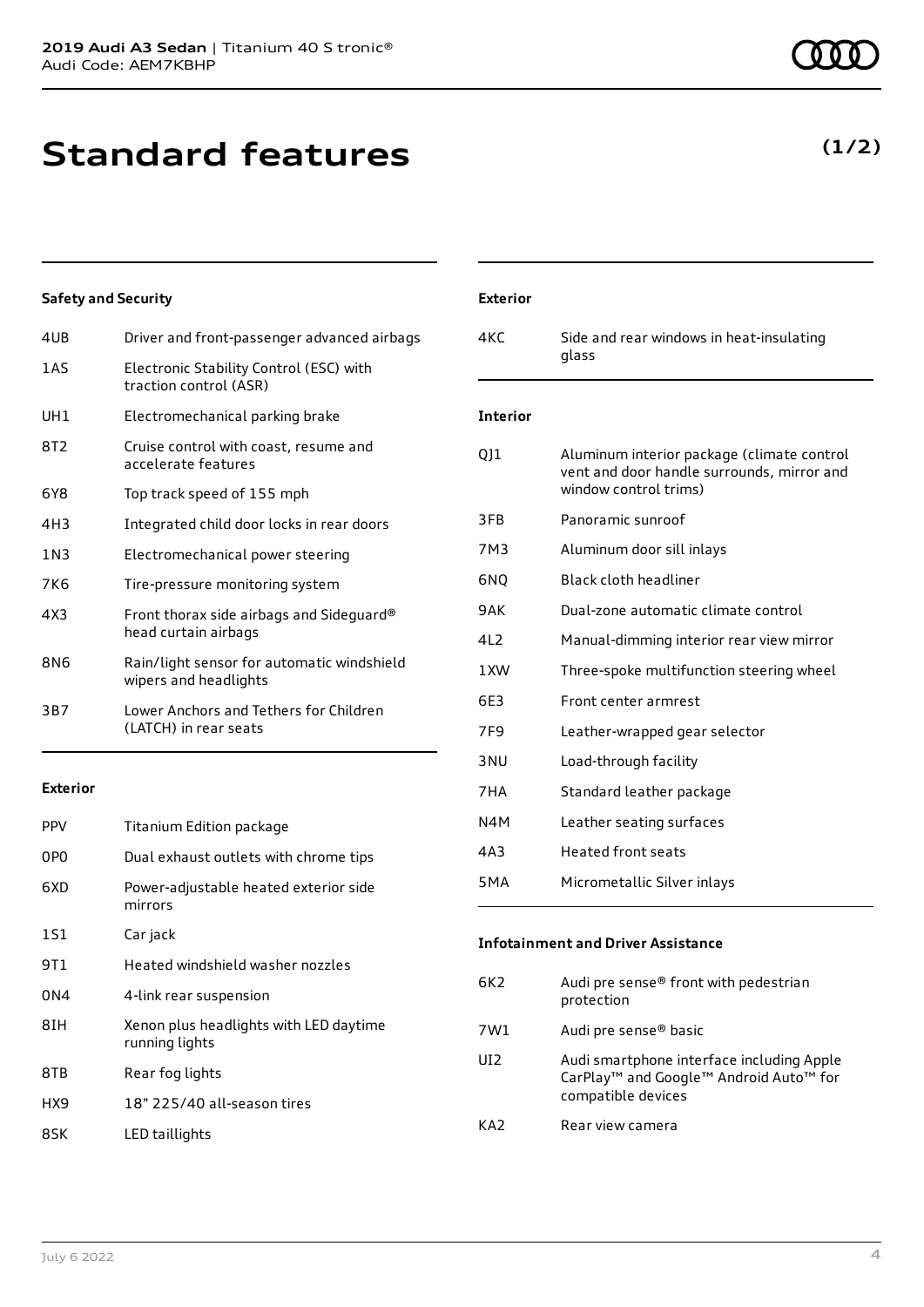# Standard features

**(1/2)**

### Safety and Security

| | |
|---|---|
| 4UB | Driver and front-passenger advanced airbags |
| 1AS | Electronic Stability Control (ESC) with traction control (ASR) |
| UH1 | Electromechanical parking brake |
| 8T2 | Cruise control with coast, resume and accelerate features |
| 6Y8 | Top track speed of 155 mph |
| 4H3 | Integrated child door locks in rear doors |
| 1N3 | Electromechanical power steering |
| 7K6 | Tire-pressure monitoring system |
| 4X3 | Front thorax side airbags and Sideguard® head curtain airbags |
| 8N6 | Rain/light sensor for automatic windshield wipers and headlights |
| 3B7 | Lower Anchors and Tethers for Children (LATCH) in rear seats |

### Exterior

| | |
|---|---|
| PPV | Titanium Edition package |
| 0P0 | Dual exhaust outlets with chrome tips |
| 6XD | Power-adjustable heated exterior side mirrors |
| 1S1 | Car jack |
| 9T1 | Heated windshield washer nozzles |
| 0N4 | 4-link rear suspension |
| 8IH | Xenon plus headlights with LED daytime running lights |
| 8TB | Rear fog lights |
| HX9 | 18" 225/40 all-season tires |
| 8SK | LED taillights |

### Exterior

| | |
|---|---|
| 4KC | Side and rear windows in heat-insulating glass |

### Interior

| | |
|---|---|
| QJ1 | Aluminum interior package (climate control vent and door handle surrounds, mirror and window control trims) |
| 3FB | Panoramic sunroof |
| 7M3 | Aluminum door sill inlays |
| 6NQ | Black cloth headliner |
| 9AK | Dual-zone automatic climate control |
| 4L2 | Manual-dimming interior rear view mirror |
| 1XW | Three-spoke multifunction steering wheel |
| 6E3 | Front center armrest |
| 7F9 | Leather-wrapped gear selector |
| 3NU | Load-through facility |
| 7HA | Standard leather package |
| N4M | Leather seating surfaces |
| 4A3 | Heated front seats |
| 5MA | Micrometallic Silver inlays |

### Infotainment and Driver Assistance

| | |
|---|---|
| 6K2 | Audi pre sense® front with pedestrian protection |
| 7W1 | Audi pre sense® basic |
| UI2 | Audi smartphone interface including Apple CarPlay™ and Google™ Android Auto™ for compatible devices |
| KA2 | Rear view camera |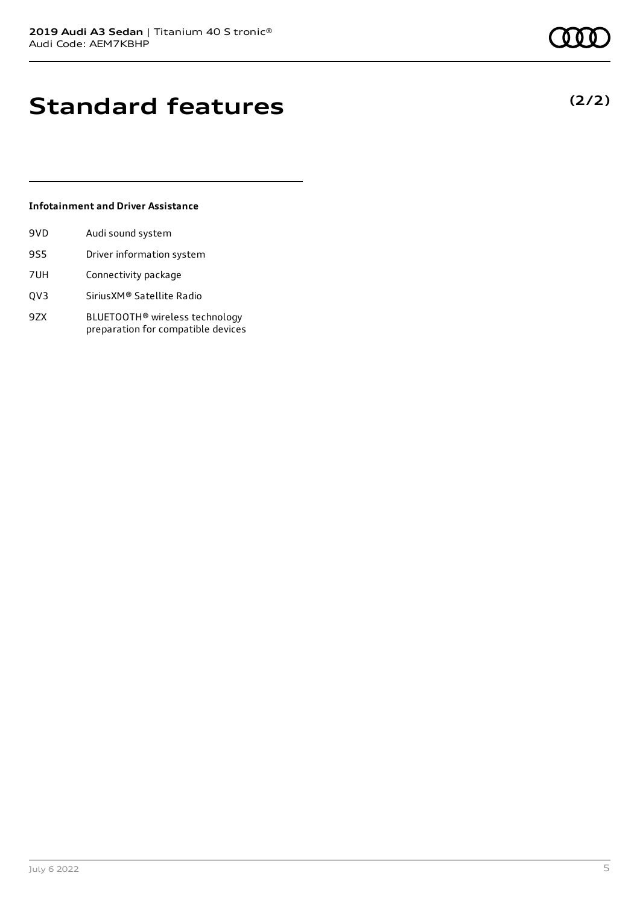# Standard features

**(2/2)**

### Infotainment and Driver Assistance

| | |
|---|---|
| 9VD | Audi sound system |
| 9S5 | Driver information system |
| 7UH | Connectivity package |
| QV3 | SiriusXM® Satellite Radio |
| 9ZX | BLUETOOTH® wireless technology preparation for compatible devices |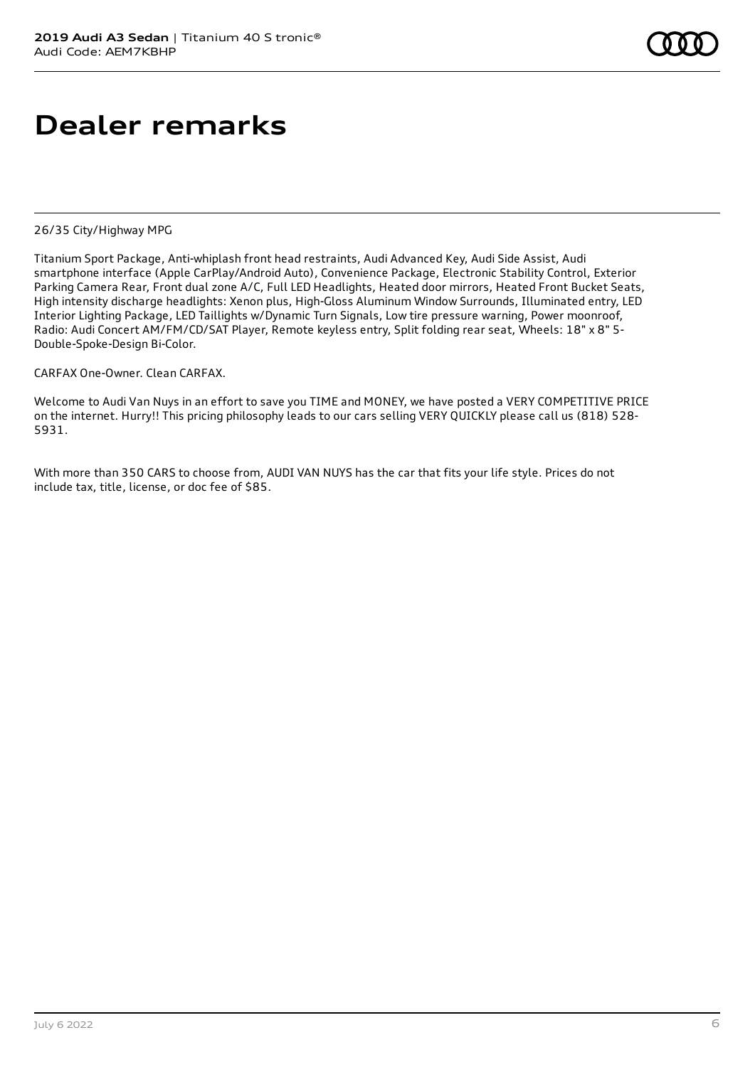# Dealer remarks

26/35 City/Highway MPG

Titanium Sport Package, Anti-whiplash front head restraints, Audi Advanced Key, Audi Side Assist, Audi smartphone interface (Apple CarPlay/Android Auto), Convenience Package, Electronic Stability Control, Exterior Parking Camera Rear, Front dual zone A/C, Full LED Headlights, Heated door mirrors, Heated Front Bucket Seats, High intensity discharge headlights: Xenon plus, High-Gloss Aluminum Window Surrounds, Illuminated entry, LED Interior Lighting Package, LED Taillights w/Dynamic Turn Signals, Low tire pressure warning, Power moonroof, Radio: Audi Concert AM/FM/CD/SAT Player, Remote keyless entry, Split folding rear seat, Wheels: 18" x 8" 5-Double-Spoke-Design Bi-Color.

CARFAX One-Owner. Clean CARFAX.

Welcome to Audi Van Nuys in an effort to save you TIME and MONEY, we have posted a VERY COMPETITIVE PRICE on the internet. Hurry!! This pricing philosophy leads to our cars selling VERY QUICKLY please call us (818) 528-5931.

With more than 350 CARS to choose from, AUDI VAN NUYS has the car that fits your life style. Prices do not include tax, title, license, or doc fee of $85.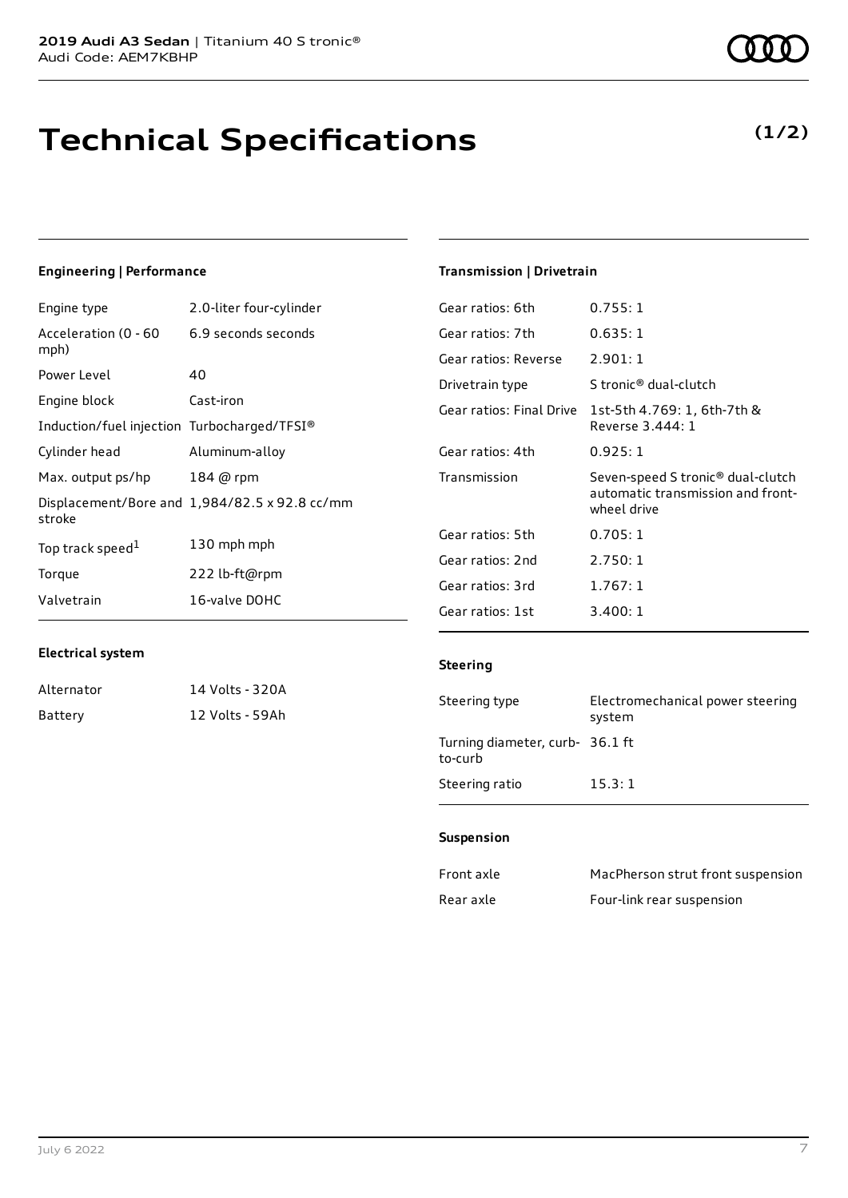**2019 Audi A3 Sedan** | Titanium 40 S tronic®
Audi Code: AEM7KBHP

# Technical Specifications

**(1/2)**

### Engineering | Performance

| | |
|---|---|
| Engine type | 2.0-liter four-cylinder |
| Acceleration (0 - 60 mph) | 6.9 seconds seconds |
| Power Level | 40 |
| Engine block | Cast-iron |
| Induction/fuel injection | Turbocharged/TFSI® |
| Cylinder head | Aluminum-alloy |
| Max. output ps/hp | 184 @ rpm |
| Displacement/Bore and stroke | 1,984/82.5 x 92.8 cc/mm |
| Top track speed[1] | 130 mph mph |
| Torque | 222 lb-ft@rpm |
| Valvetrain | 16-valve DOHC |

### Electrical system

| | |
|---|---|
| Alternator | 14 Volts - 320A |
| Battery | 12 Volts - 59Ah |

### Transmission | Drivetrain

| | |
|---|---|
| Gear ratios: 6th | 0.755: 1 |
| Gear ratios: 7th | 0.635: 1 |
| Gear ratios: Reverse | 2.901: 1 |
| Drivetrain type | S tronic® dual-clutch |
| Gear ratios: Final Drive | 1st-5th 4.769: 1, 6th-7th & Reverse 3.444: 1 |
| Gear ratios: 4th | 0.925: 1 |
| Transmission | Seven-speed S tronic® dual-clutch automatic transmission and front-wheel drive |
| Gear ratios: 5th | 0.705: 1 |
| Gear ratios: 2nd | 2.750: 1 |
| Gear ratios: 3rd | 1.767: 1 |
| Gear ratios: 1st | 3.400: 1 |

### Steering

| | |
|---|---|
| Steering type | Electromechanical power steering system |
| Turning diameter, curb-to-curb | 36.1 ft |
| Steering ratio | 15.3: 1 |

### Suspension

| | |
|---|---|
| Front axle | MacPherson strut front suspension |
| Rear axle | Four-link rear suspension |

July 6 2022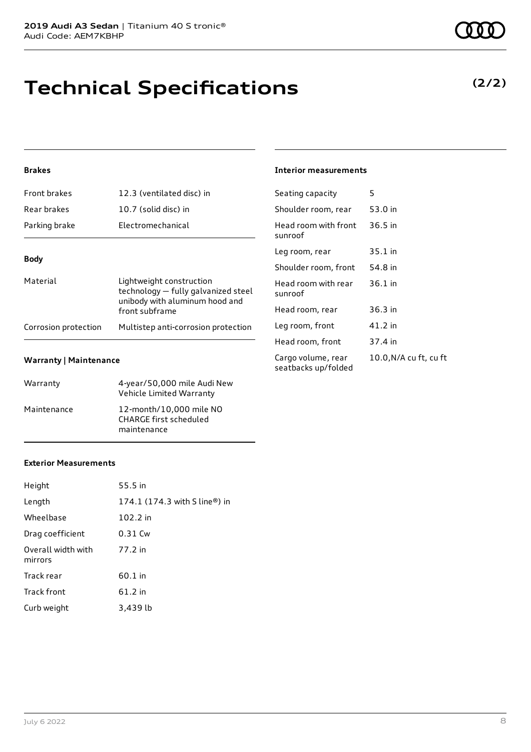# Technical Specifications

**(2/2)**

### Brakes

| | |
|---|---|
| Front brakes | 12.3 (ventilated disc) in |
| Rear brakes | 10.7 (solid disc) in |
| Parking brake | Electromechanical |

### Body

| | |
|---|---|
| Material | Lightweight construction technology — fully galvanized steel unibody with aluminum hood and front subframe |
| Corrosion protection | Multistep anti-corrosion protection |

### Warranty | Maintenance

| | |
|---|---|
| Warranty | 4-year/50,000 mile Audi New Vehicle Limited Warranty |
| Maintenance | 12-month/10,000 mile NO CHARGE first scheduled maintenance |

### Exterior Measurements

| | |
|---|---|
| Height | 55.5 in |
| Length | 174.1 (174.3 with S line®) in |
| Wheelbase | 102.2 in |
| Drag coefficient | 0.31 Cw |
| Overall width with mirrors | 77.2 in |
| Track rear | 60.1 in |
| Track front | 61.2 in |
| Curb weight | 3,439 lb |

### Interior measurements

| | |
|---|---|
| Seating capacity | 5 |
| Shoulder room, rear | 53.0 in |
| Head room with front sunroof | 36.5 in |
| Leg room, rear | 35.1 in |
| Shoulder room, front | 54.8 in |
| Head room with rear sunroof | 36.1 in |
| Head room, rear | 36.3 in |
| Leg room, front | 41.2 in |
| Head room, front | 37.4 in |
| Cargo volume, rear seatbacks up/folded | 10.0,N/A cu ft, cu ft |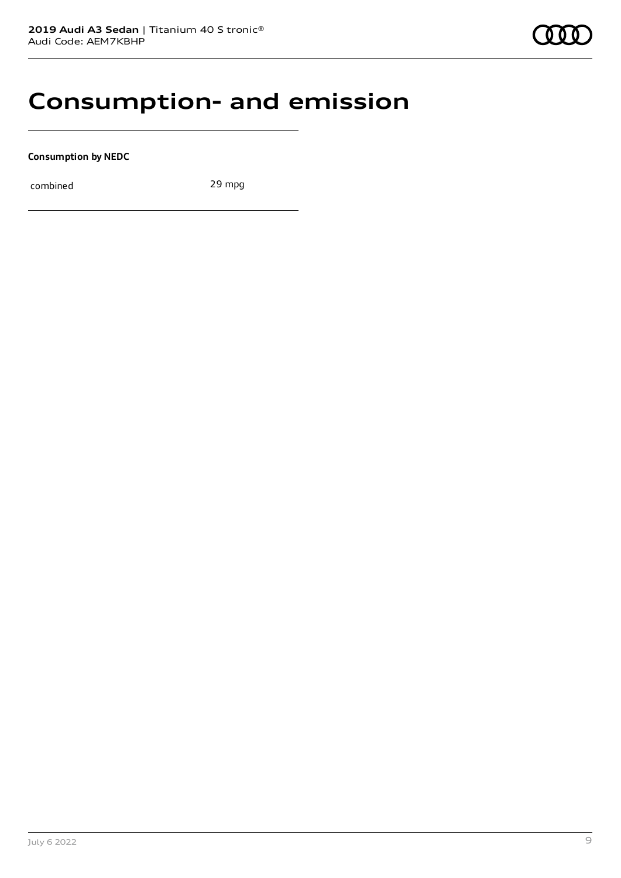# Consumption- and emission

**Consumption by NEDC**

| combined | 29 mpg |
|---|---|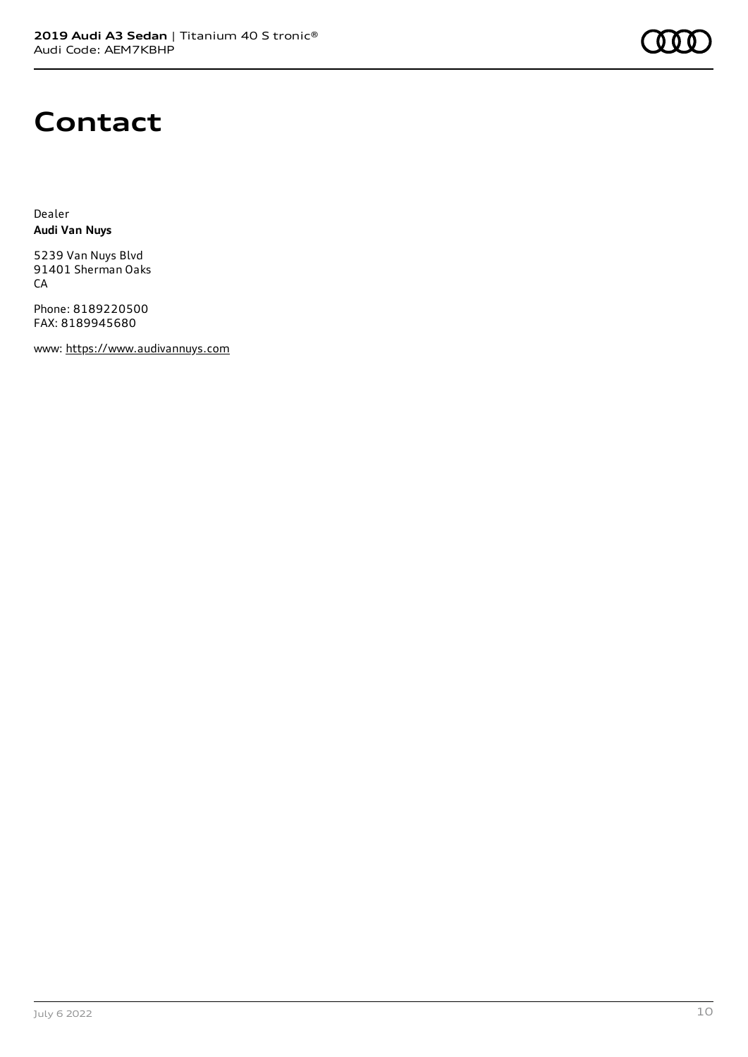# Contact

Dealer
**Audi Van Nuys**

5239 Van Nuys Blvd
91401 Sherman Oaks
CA

Phone: 8189220500
FAX: 8189945680

www: https://www.audivannuys.com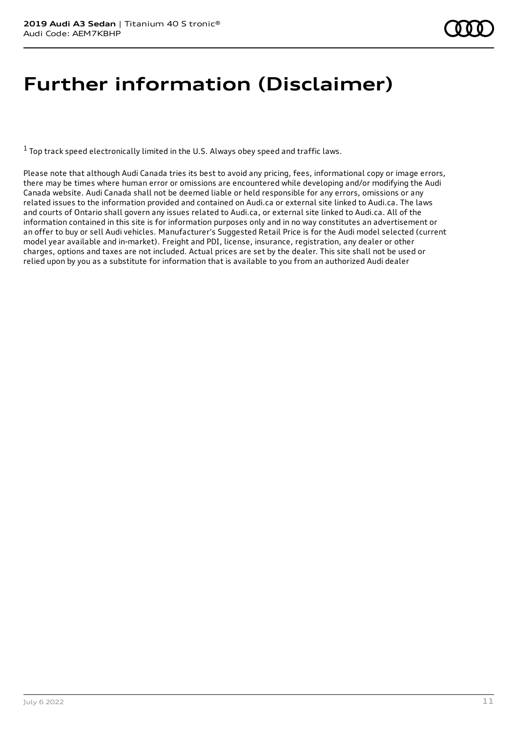# Further information (Disclaimer)

[1] Top track speed electronically limited in the U.S. Always obey speed and traffic laws.

Please note that although Audi Canada tries its best to avoid any pricing, fees, informational copy or image errors, there may be times where human error or omissions are encountered while developing and/or modifying the Audi Canada website. Audi Canada shall not be deemed liable or held responsible for any errors, omissions or any related issues to the information provided and contained on Audi.ca or external site linked to Audi.ca. The laws and courts of Ontario shall govern any issues related to Audi.ca, or external site linked to Audi.ca. All of the information contained in this site is for information purposes only and in no way constitutes an advertisement or an offer to buy or sell Audi vehicles. Manufacturer's Suggested Retail Price is for the Audi model selected (current model year available and in-market). Freight and PDI, license, insurance, registration, any dealer or other charges, options and taxes are not included. Actual prices are set by the dealer. This site shall not be used or relied upon by you as a substitute for information that is available to you from an authorized Audi dealer